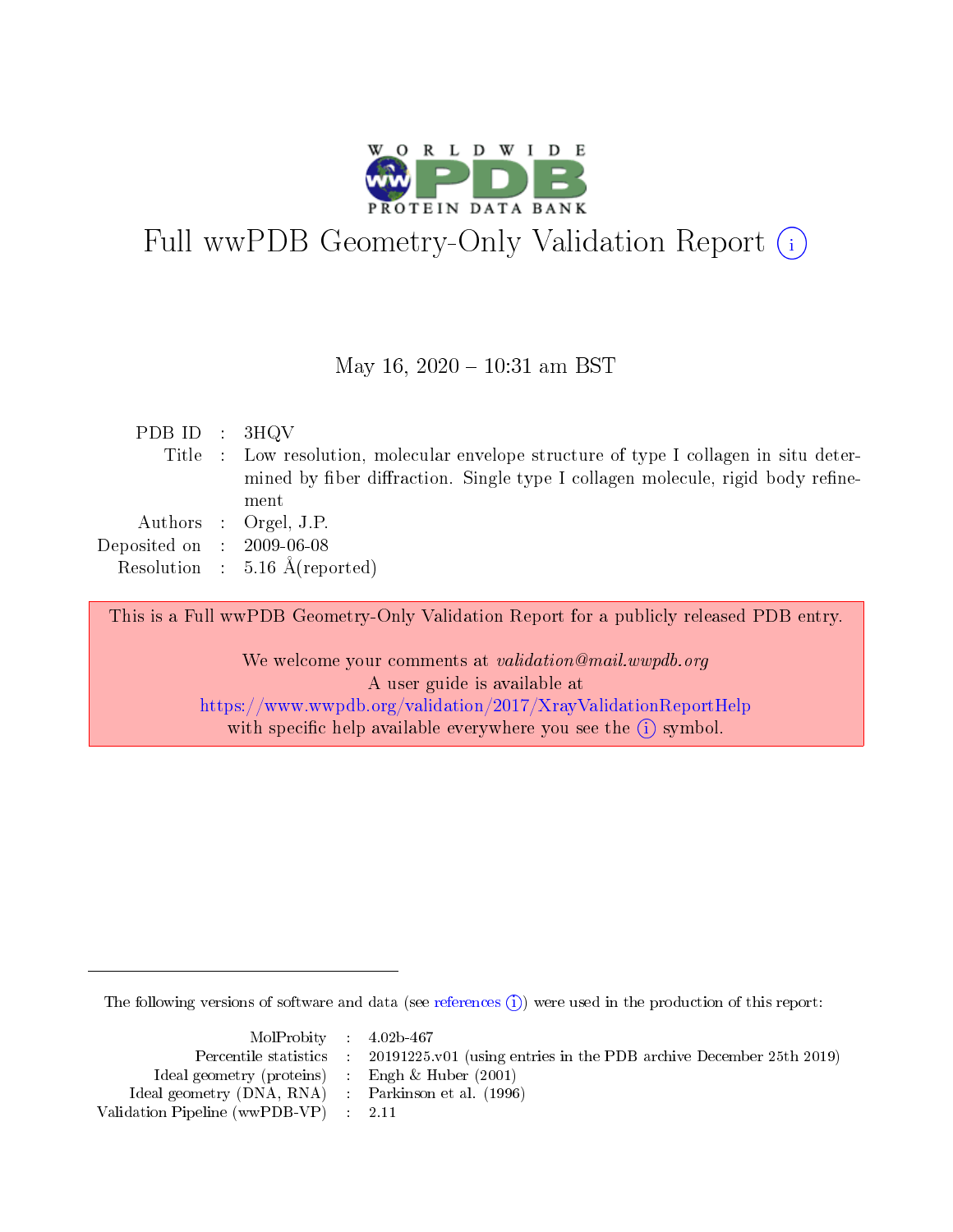# Full wwPDB Geometry-Only Validation Report ⓘ

May 16, 2020 – 10:31 am BST

| | | |
|---|---|---|
| PDB ID | : | 3HQV |
| Title | : | Low resolution, molecular envelope structure of type I collagen in situ determined by fiber diffraction. Single type I collagen molecule, rigid body refinement |
| Authors | : | Orgel, J.P. |
| Deposited on | : | 2009-06-08 |
| Resolution | : | 5.16 Å(reported) |

This is a Full wwPDB Geometry-Only Validation Report for a publicly released PDB entry.

We welcome your comments at *validation@mail.wwpdb.org*
A user guide is available at
https://www.wwpdb.org/validation/2017/XrayValidationReportHelp
with specific help available everywhere you see the ⓘ symbol.

---

The following versions of software and data (see references ⓘ) were used in the production of this report:

| | | |
|---|---|---|
| MolProbity | : | 4.02b-467 |
| Percentile statistics | : | 20191225.v01 (using entries in the PDB archive December 25th 2019) |
| Ideal geometry (proteins) | : | Engh & Huber (2001) |
| Ideal geometry (DNA, RNA) | : | Parkinson et al. (1996) |
| Validation Pipeline (wwPDB-VP) | : | 2.11 |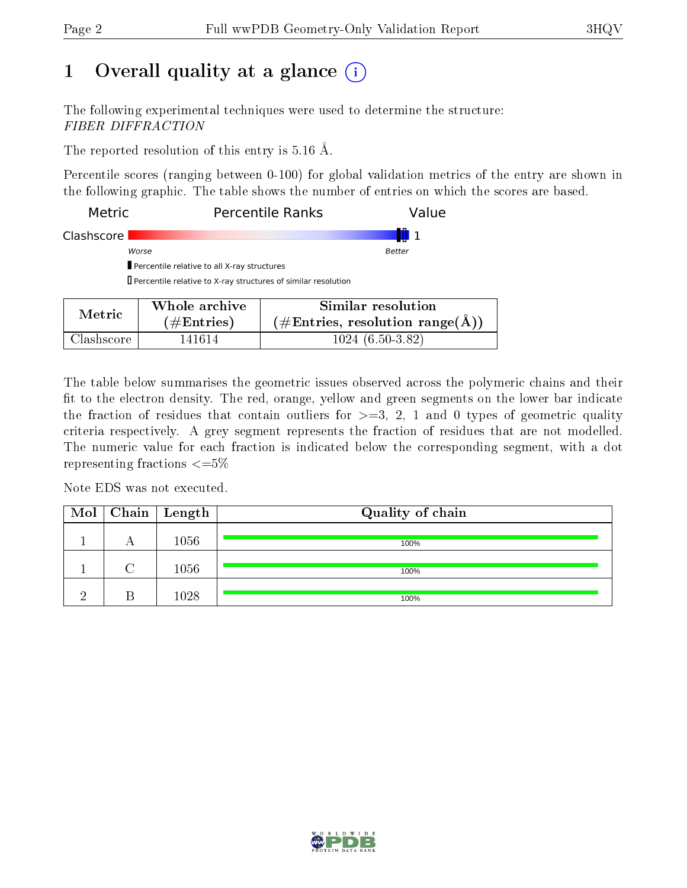# 1 Overall quality at a glance

The following experimental techniques were used to determine the structure: *FIBER DIFFRACTION*

The reported resolution of this entry is 5.16 Å.

Percentile scores (ranging between 0-100) for global validation metrics of the entry are shown in the following graphic. The table shows the number of entries on which the scores are based.

| Metric | Percentile Ranks | Value |
|---|---|---|
| Clashscore | | 1 |

Worse — Better

▮ Percentile relative to all X-ray structures

▯ Percentile relative to X-ray structures of similar resolution

| Metric | Whole archive (#Entries) | Similar resolution (#Entries, resolution range(Å)) |
|---|---|---|
| Clashscore | 141614 | 1024 (6.50-3.82) |

The table below summarises the geometric issues observed across the polymeric chains and their fit to the electron density. The red, orange, yellow and green segments on the lower bar indicate the fraction of residues that contain outliers for >=3, 2, 1 and 0 types of geometric quality criteria respectively. A grey segment represents the fraction of residues that are not modelled. The numeric value for each fraction is indicated below the corresponding segment, with a dot representing fractions <=5%

Note EDS was not executed.

| Mol | Chain | Length | Quality of chain |
|---|---|---|---|
| 1 | A | 1056 | 100% |
| 1 | C | 1056 | 100% |
| 2 | B | 1028 | 100% |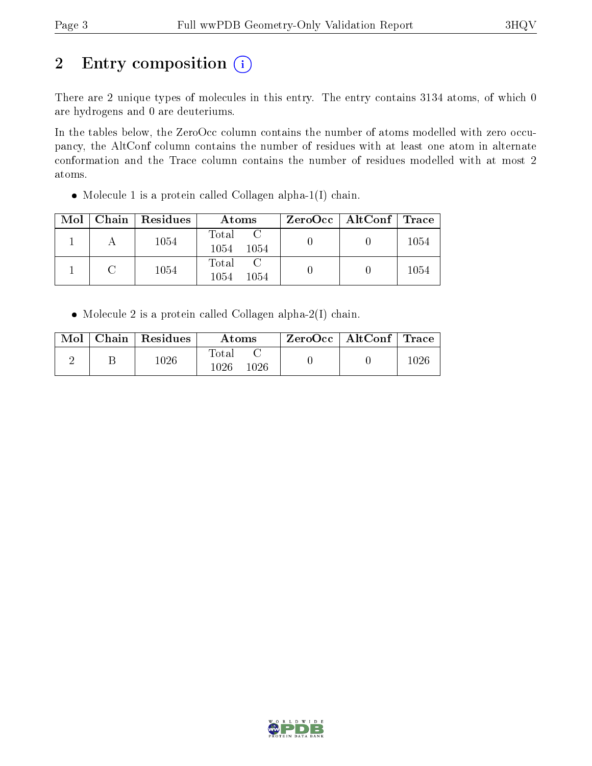## 2 Entry composition (i)

There are 2 unique types of molecules in this entry. The entry contains 3134 atoms, of which 0 are hydrogens and 0 are deuteriums.

In the tables below, the ZeroOcc column contains the number of atoms modelled with zero occupancy, the AltConf column contains the number of residues with at least one atom in alternate conformation and the Trace column contains the number of residues modelled with at most 2 atoms.

- Molecule 1 is a protein called Collagen alpha-1(I) chain.

| Mol | Chain | Residues | Atoms | | ZeroOcc | AltConf | Trace |
|---|---|---|---|---|---|---|---|
| | | | Total | C | | | |
| 1 | A | 1054 | 1054 | 1054 | 0 | 0 | 1054 |
| 1 | C | 1054 | 1054 | 1054 | 0 | 0 | 1054 |

- Molecule 2 is a protein called Collagen alpha-2(I) chain.

| Mol | Chain | Residues | Atoms | | ZeroOcc | AltConf | Trace |
|---|---|---|---|---|---|---|---|
| | | | Total | C | | | |
| 2 | B | 1026 | 1026 | 1026 | 0 | 0 | 1026 |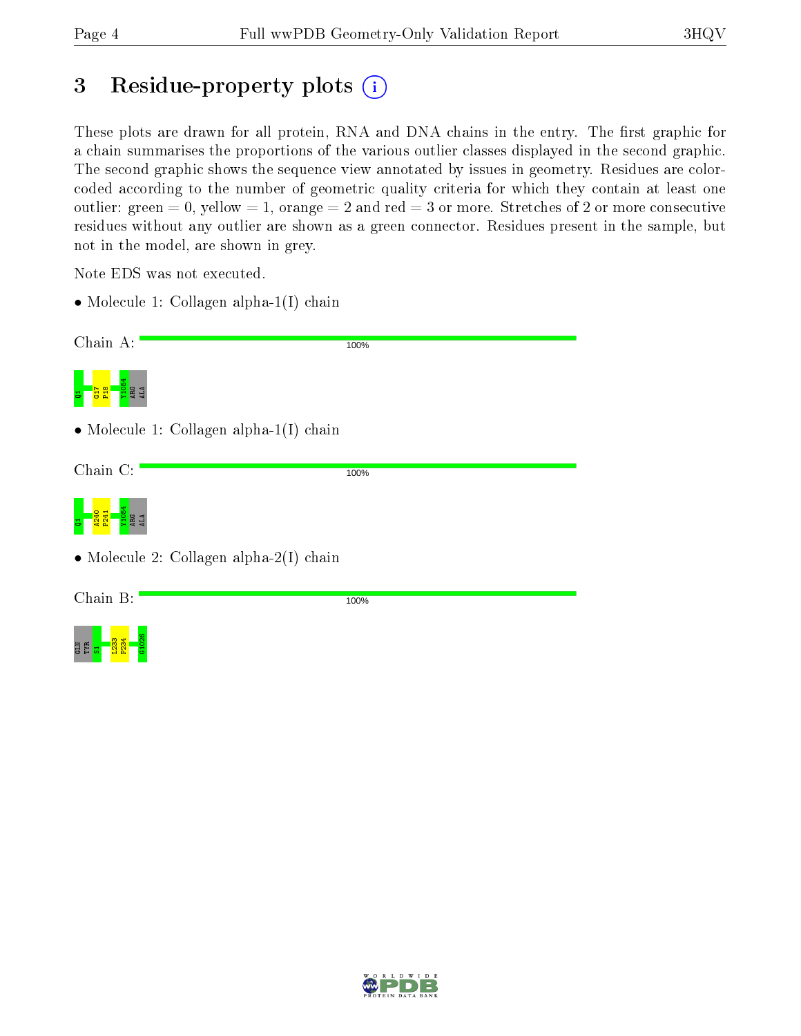# 3 Residue-property plots

These plots are drawn for all protein, RNA and DNA chains in the entry. The first graphic for a chain summarises the proportions of the various outlier classes displayed in the second graphic. The second graphic shows the sequence view annotated by issues in geometry. Residues are color-coded according to the number of geometric quality criteria for which they contain at least one outlier: green = 0, yellow = 1, orange = 2 and red = 3 or more. Stretches of 2 or more consecutive residues without any outlier are shown as a green connector. Residues present in the sample, but not in the model, are shown in grey.

Note EDS was not executed.

- Molecule 1: Collagen alpha-1(I) chain

Chain A: 100%

Q1 G17 P18 Y1054 ARG ALA

- Molecule 1: Collagen alpha-1(I) chain

Chain C: 100%

Q1 A240 P241 Y1054 ARG ALA

- Molecule 2: Collagen alpha-2(I) chain

Chain B: 100%

GLN TYR S1 L233 P234 G1026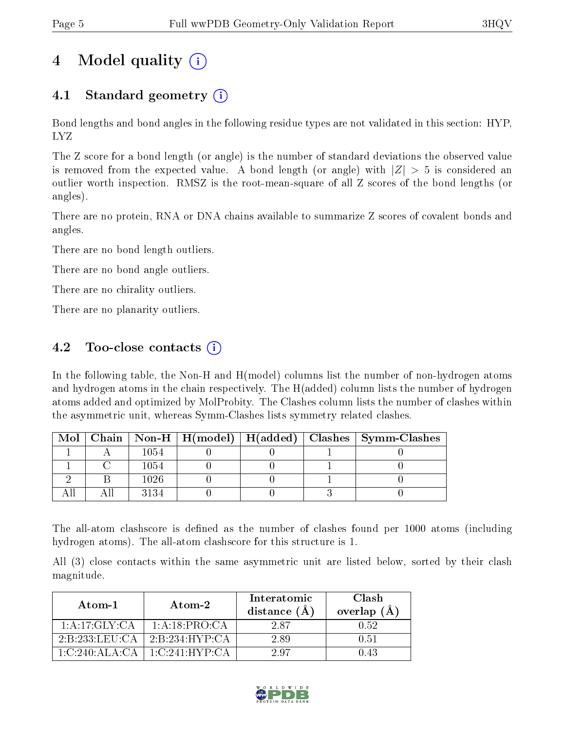# 4 Model quality

## 4.1 Standard geometry

Bond lengths and bond angles in the following residue types are not validated in this section: HYP, LYZ

The Z score for a bond length (or angle) is the number of standard deviations the observed value is removed from the expected value. A bond length (or angle) with $|Z| > 5$ is considered an outlier worth inspection. RMSZ is the root-mean-square of all Z scores of the bond lengths (or angles).

There are no protein, RNA or DNA chains available to summarize Z scores of covalent bonds and angles.

There are no bond length outliers.

There are no bond angle outliers.

There are no chirality outliers.

There are no planarity outliers.

## 4.2 Too-close contacts

In the following table, the Non-H and H(model) columns list the number of non-hydrogen atoms and hydrogen atoms in the chain respectively. The H(added) column lists the number of hydrogen atoms added and optimized by MolProbity. The Clashes column lists the number of clashes within the asymmetric unit, whereas Symm-Clashes lists symmetry related clashes.

| Mol | Chain | Non-H | H(model) | H(added) | Clashes | Symm-Clashes |
|---|---|---|---|---|---|---|
| 1 | A | 1054 | 0 | 0 | 1 | 0 |
| 1 | C | 1054 | 0 | 0 | 1 | 0 |
| 2 | B | 1026 | 0 | 0 | 1 | 0 |
| All | All | 3134 | 0 | 0 | 3 | 0 |

The all-atom clashscore is defined as the number of clashes found per 1000 atoms (including hydrogen atoms). The all-atom clashscore for this structure is 1.

All (3) close contacts within the same asymmetric unit are listed below, sorted by their clash magnitude.

| Atom-1 | Atom-2 | Interatomic distance (Å) | Clash overlap (Å) |
|---|---|---|---|
| 1:A:17:GLY:CA | 1:A:18:PRO:CA | 2.87 | 0.52 |
| 2:B:233:LEU:CA | 2:B:234:HYP:CA | 2.89 | 0.51 |
| 1:C:240:ALA:CA | 1:C:241:HYP:CA | 2.97 | 0.43 |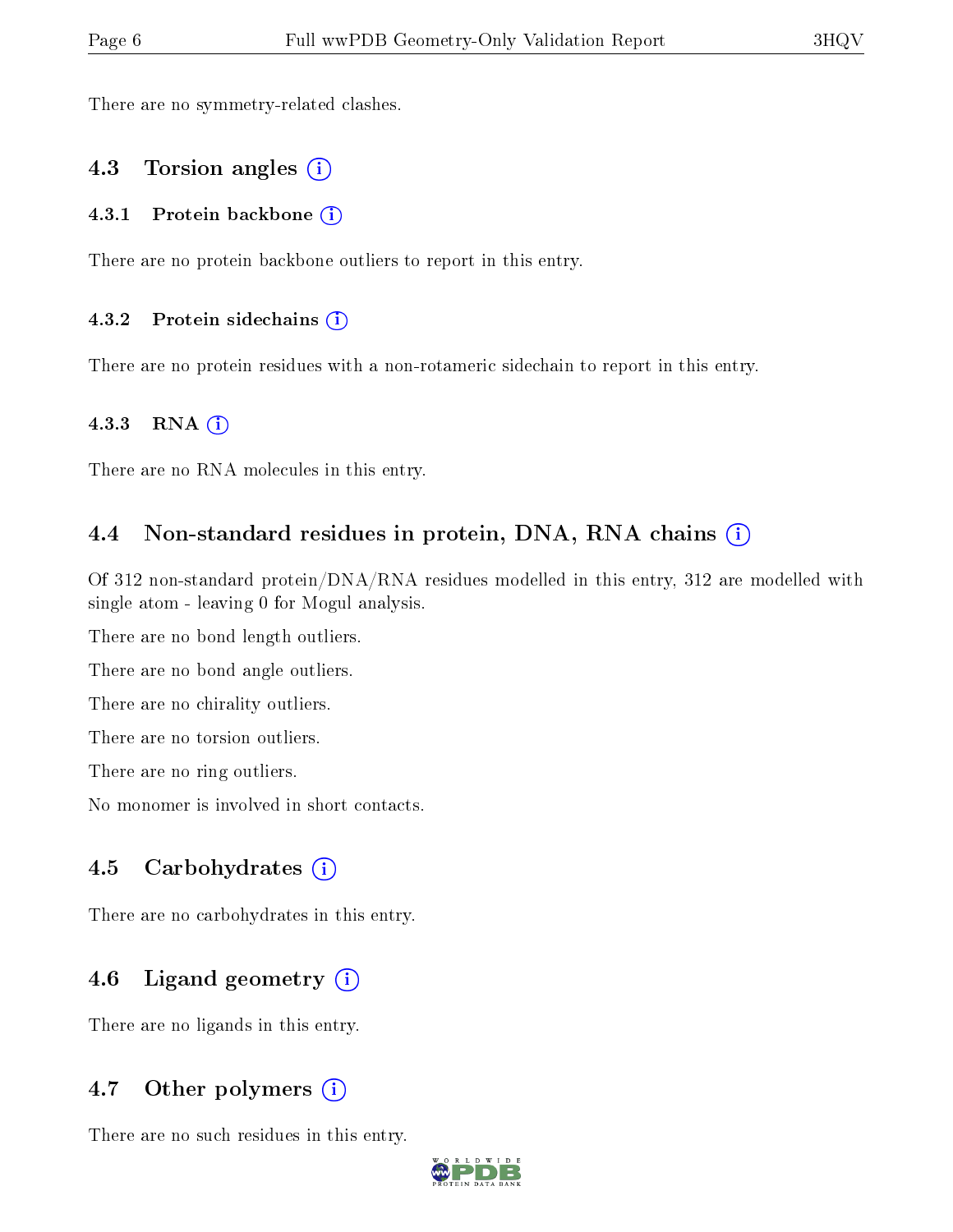There are no symmetry-related clashes.

## 4.3 Torsion angles (i)

### 4.3.1 Protein backbone (i)

There are no protein backbone outliers to report in this entry.

### 4.3.2 Protein sidechains (i)

There are no protein residues with a non-rotameric sidechain to report in this entry.

### 4.3.3 RNA (i)

There are no RNA molecules in this entry.

## 4.4 Non-standard residues in protein, DNA, RNA chains (i)

Of 312 non-standard protein/DNA/RNA residues modelled in this entry, 312 are modelled with single atom - leaving 0 for Mogul analysis.

There are no bond length outliers.

There are no bond angle outliers.

There are no chirality outliers.

There are no torsion outliers.

There are no ring outliers.

No monomer is involved in short contacts.

## 4.5 Carbohydrates (i)

There are no carbohydrates in this entry.

## 4.6 Ligand geometry (i)

There are no ligands in this entry.

## 4.7 Other polymers (i)

There are no such residues in this entry.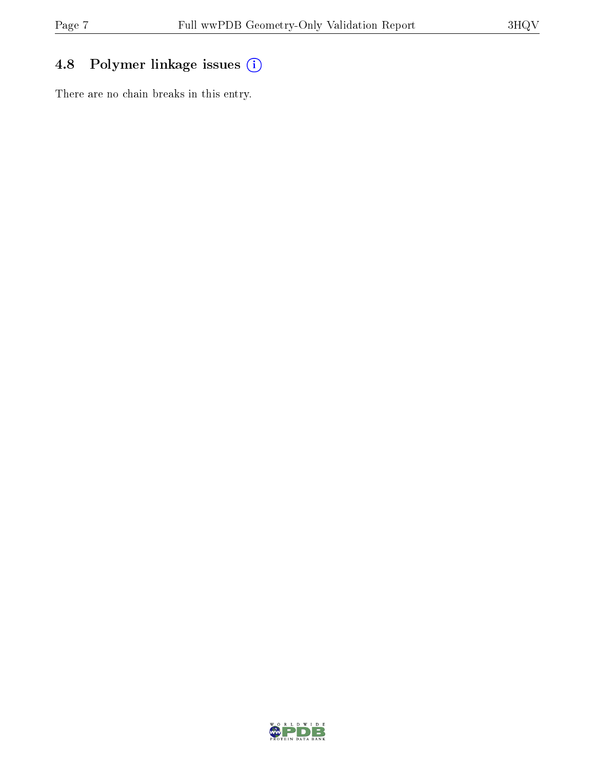### 4.8 Polymer linkage issues

There are no chain breaks in this entry.